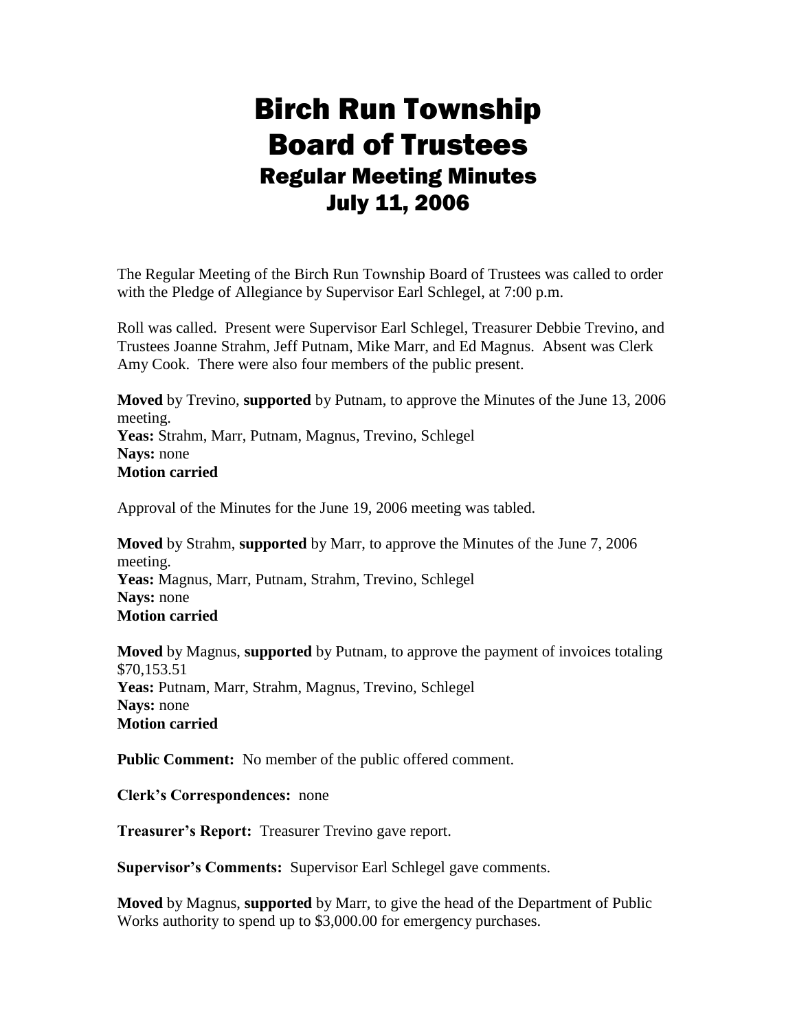# Birch Run Township
# Board of Trustees
## Regular Meeting Minutes
## July 11, 2006

The Regular Meeting of the Birch Run Township Board of Trustees was called to order with the Pledge of Allegiance by Supervisor Earl Schlegel, at 7:00 p.m.

Roll was called. Present were Supervisor Earl Schlegel, Treasurer Debbie Trevino, and Trustees Joanne Strahm, Jeff Putnam, Mike Marr, and Ed Magnus. Absent was Clerk Amy Cook. There were also four members of the public present.

**Moved** by Trevino, **supported** by Putnam, to approve the Minutes of the June 13, 2006 meeting.
**Yeas:** Strahm, Marr, Putnam, Magnus, Trevino, Schlegel
**Nays:** none
**Motion carried**

Approval of the Minutes for the June 19, 2006 meeting was tabled.

**Moved** by Strahm, **supported** by Marr, to approve the Minutes of the June 7, 2006 meeting.
**Yeas:** Magnus, Marr, Putnam, Strahm, Trevino, Schlegel
**Nays:** none
**Motion carried**

**Moved** by Magnus, **supported** by Putnam, to approve the payment of invoices totaling $70,153.51
**Yeas:** Putnam, Marr, Strahm, Magnus, Trevino, Schlegel
**Nays:** none
**Motion carried**

**Public Comment:** No member of the public offered comment.

**Clerk's Correspondences:** none

**Treasurer's Report:** Treasurer Trevino gave report.

**Supervisor's Comments:** Supervisor Earl Schlegel gave comments.

**Moved** by Magnus, **supported** by Marr, to give the head of the Department of Public Works authority to spend up to $3,000.00 for emergency purchases.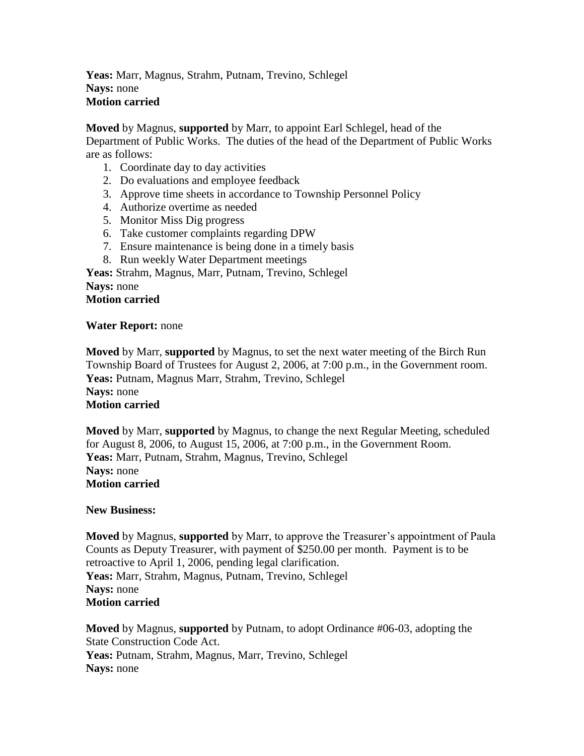**Yeas:** Marr, Magnus, Strahm, Putnam, Trevino, Schlegel
**Nays:** none
**Motion carried**

**Moved** by Magnus, **supported** by Marr, to appoint Earl Schlegel, head of the Department of Public Works. The duties of the head of the Department of Public Works are as follows:

1. Coordinate day to day activities
2. Do evaluations and employee feedback
3. Approve time sheets in accordance to Township Personnel Policy
4. Authorize overtime as needed
5. Monitor Miss Dig progress
6. Take customer complaints regarding DPW
7. Ensure maintenance is being done in a timely basis
8. Run weekly Water Department meetings

**Yeas:** Strahm, Magnus, Marr, Putnam, Trevino, Schlegel
**Nays:** none
**Motion carried**

**Water Report:** none

**Moved** by Marr, **supported** by Magnus, to set the next water meeting of the Birch Run Township Board of Trustees for August 2, 2006, at 7:00 p.m., in the Government room.
**Yeas:** Putnam, Magnus Marr, Strahm, Trevino, Schlegel
**Nays:** none
**Motion carried**

**Moved** by Marr, **supported** by Magnus, to change the next Regular Meeting, scheduled for August 8, 2006, to August 15, 2006, at 7:00 p.m., in the Government Room.
**Yeas:** Marr, Putnam, Strahm, Magnus, Trevino, Schlegel
**Nays:** none
**Motion carried**

**New Business:**

**Moved** by Magnus, **supported** by Marr, to approve the Treasurer's appointment of Paula Counts as Deputy Treasurer, with payment of $250.00 per month. Payment is to be retroactive to April 1, 2006, pending legal clarification.
**Yeas:** Marr, Strahm, Magnus, Putnam, Trevino, Schlegel
**Nays:** none
**Motion carried**

**Moved** by Magnus, **supported** by Putnam, to adopt Ordinance #06-03, adopting the State Construction Code Act.
**Yeas:** Putnam, Strahm, Magnus, Marr, Trevino, Schlegel
**Nays:** none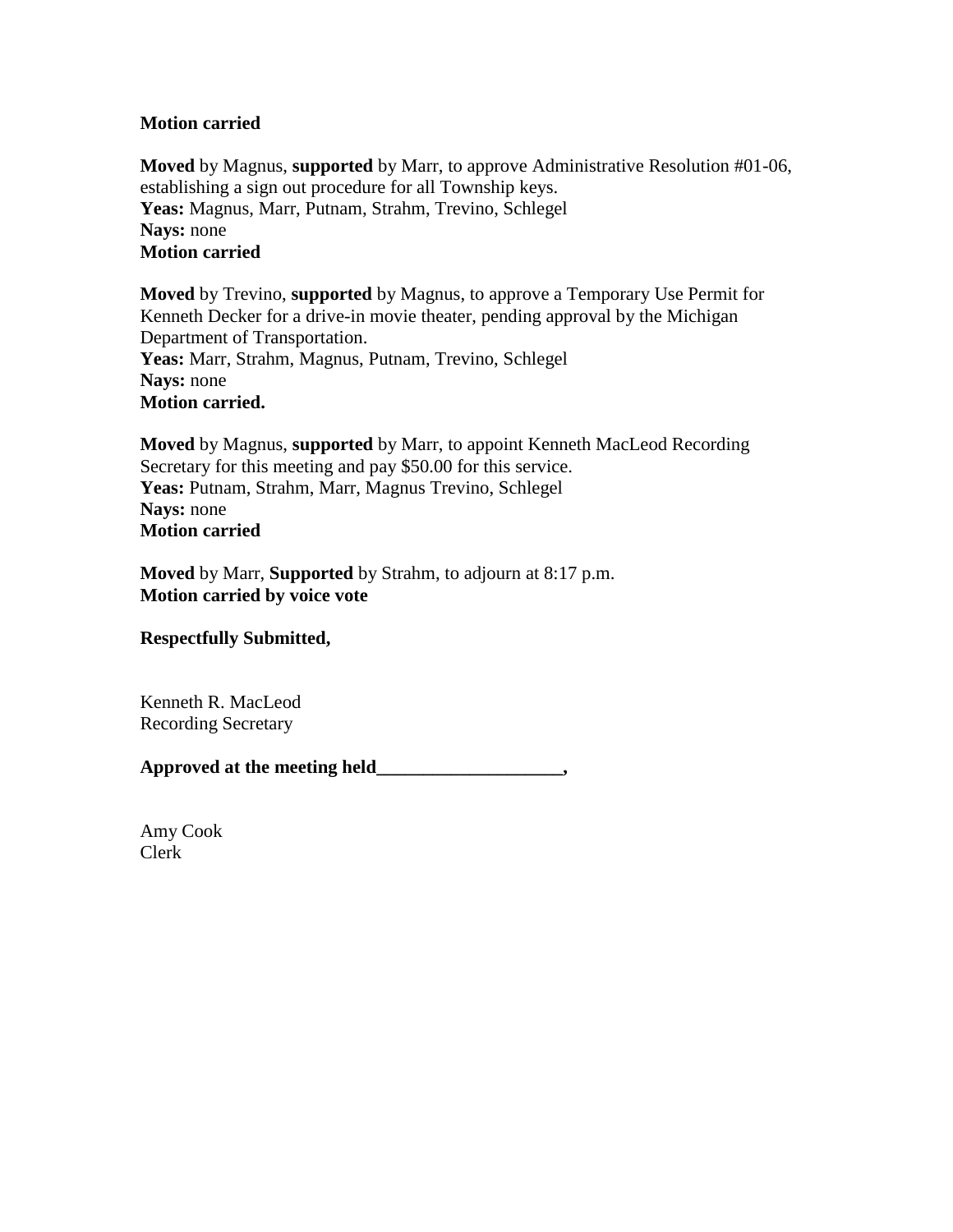**Motion carried**

**Moved** by Magnus, **supported** by Marr, to approve Administrative Resolution #01-06, establishing a sign out procedure for all Township keys.
**Yeas:** Magnus, Marr, Putnam, Strahm, Trevino, Schlegel
**Nays:** none
**Motion carried**

**Moved** by Trevino, **supported** by Magnus, to approve a Temporary Use Permit for Kenneth Decker for a drive-in movie theater, pending approval by the Michigan Department of Transportation.
**Yeas:** Marr, Strahm, Magnus, Putnam, Trevino, Schlegel
**Nays:** none
**Motion carried.**

**Moved** by Magnus, **supported** by Marr, to appoint Kenneth MacLeod Recording Secretary for this meeting and pay $50.00 for this service.
**Yeas:** Putnam, Strahm, Marr, Magnus Trevino, Schlegel
**Nays:** none
**Motion carried**

**Moved** by Marr, **Supported** by Strahm, to adjourn at 8:17 p.m.
**Motion carried by voice vote**

**Respectfully Submitted,**

Kenneth R. MacLeod
Recording Secretary

**Approved at the meeting held____________________,**

Amy Cook
Clerk